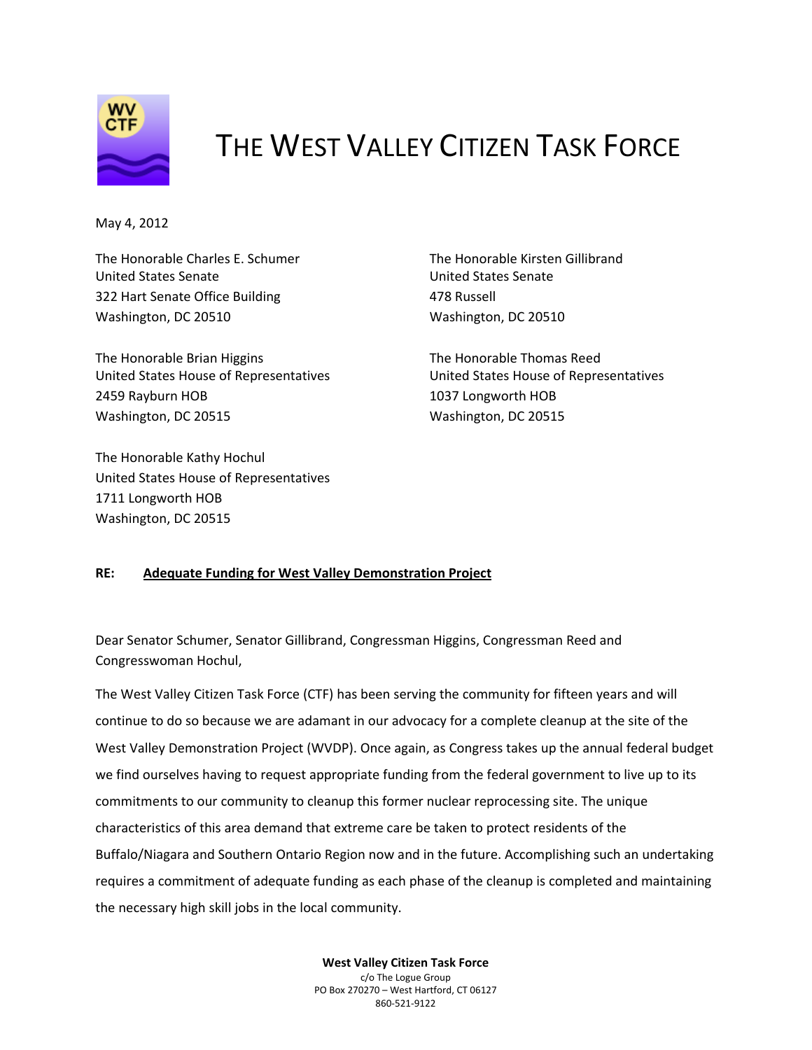# THE WEST VALLEY CITIZEN TASK FORCE

May 4, 2012

The Honorable Charles E. Schumer
United States Senate
322 Hart Senate Office Building
Washington, DC 20510

The Honorable Kirsten Gillibrand
United States Senate
478 Russell
Washington, DC 20510

The Honorable Brian Higgins
United States House of Representatives
2459 Rayburn HOB
Washington, DC 20515

The Honorable Thomas Reed
United States House of Representatives
1037 Longworth HOB
Washington, DC 20515

The Honorable Kathy Hochul
United States House of Representatives
1711 Longworth HOB
Washington, DC 20515

**RE: Adequate Funding for West Valley Demonstration Project**

Dear Senator Schumer, Senator Gillibrand, Congressman Higgins, Congressman Reed and Congresswoman Hochul,

The West Valley Citizen Task Force (CTF) has been serving the community for fifteen years and will continue to do so because we are adamant in our advocacy for a complete cleanup at the site of the West Valley Demonstration Project (WVDP). Once again, as Congress takes up the annual federal budget we find ourselves having to request appropriate funding from the federal government to live up to its commitments to our community to cleanup this former nuclear reprocessing site. The unique characteristics of this area demand that extreme care be taken to protect residents of the Buffalo/Niagara and Southern Ontario Region now and in the future. Accomplishing such an undertaking requires a commitment of adequate funding as each phase of the cleanup is completed and maintaining the necessary high skill jobs in the local community.

**West Valley Citizen Task Force**
c/o The Logue Group
PO Box 270270 – West Hartford, CT 06127
860-521-9122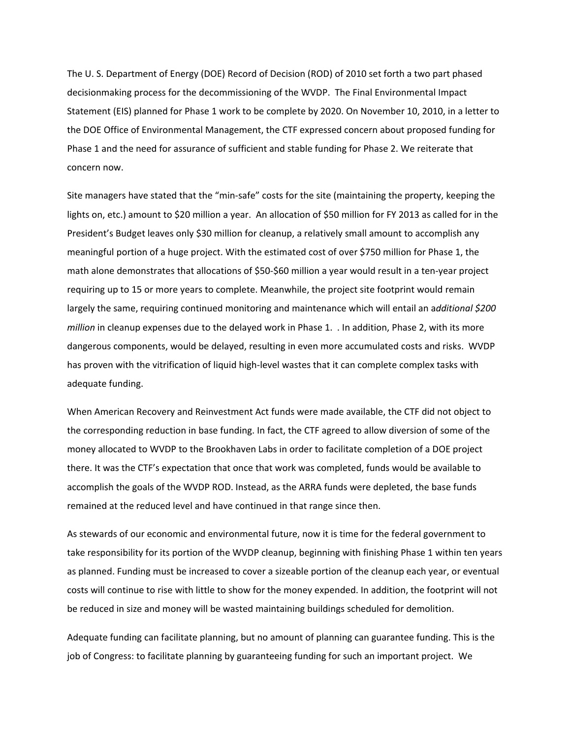The U. S. Department of Energy (DOE) Record of Decision (ROD) of 2010 set forth a two part phased decisionmaking process for the decommissioning of the WVDP. The Final Environmental Impact Statement (EIS) planned for Phase 1 work to be complete by 2020. On November 10, 2010, in a letter to the DOE Office of Environmental Management, the CTF expressed concern about proposed funding for Phase 1 and the need for assurance of sufficient and stable funding for Phase 2. We reiterate that concern now.

Site managers have stated that the "min-safe" costs for the site (maintaining the property, keeping the lights on, etc.) amount to $20 million a year. An allocation of $50 million for FY 2013 as called for in the President's Budget leaves only $30 million for cleanup, a relatively small amount to accomplish any meaningful portion of a huge project. With the estimated cost of over $750 million for Phase 1, the math alone demonstrates that allocations of $50-$60 million a year would result in a ten-year project requiring up to 15 or more years to complete. Meanwhile, the project site footprint would remain largely the same, requiring continued monitoring and maintenance which will entail an a*dditional $200 million* in cleanup expenses due to the delayed work in Phase 1. . In addition, Phase 2, with its more dangerous components, would be delayed, resulting in even more accumulated costs and risks. WVDP has proven with the vitrification of liquid high-level wastes that it can complete complex tasks with adequate funding.

When American Recovery and Reinvestment Act funds were made available, the CTF did not object to the corresponding reduction in base funding. In fact, the CTF agreed to allow diversion of some of the money allocated to WVDP to the Brookhaven Labs in order to facilitate completion of a DOE project there. It was the CTF's expectation that once that work was completed, funds would be available to accomplish the goals of the WVDP ROD. Instead, as the ARRA funds were depleted, the base funds remained at the reduced level and have continued in that range since then.

As stewards of our economic and environmental future, now it is time for the federal government to take responsibility for its portion of the WVDP cleanup, beginning with finishing Phase 1 within ten years as planned. Funding must be increased to cover a sizeable portion of the cleanup each year, or eventual costs will continue to rise with little to show for the money expended. In addition, the footprint will not be reduced in size and money will be wasted maintaining buildings scheduled for demolition.

Adequate funding can facilitate planning, but no amount of planning can guarantee funding. This is the job of Congress: to facilitate planning by guaranteeing funding for such an important project. We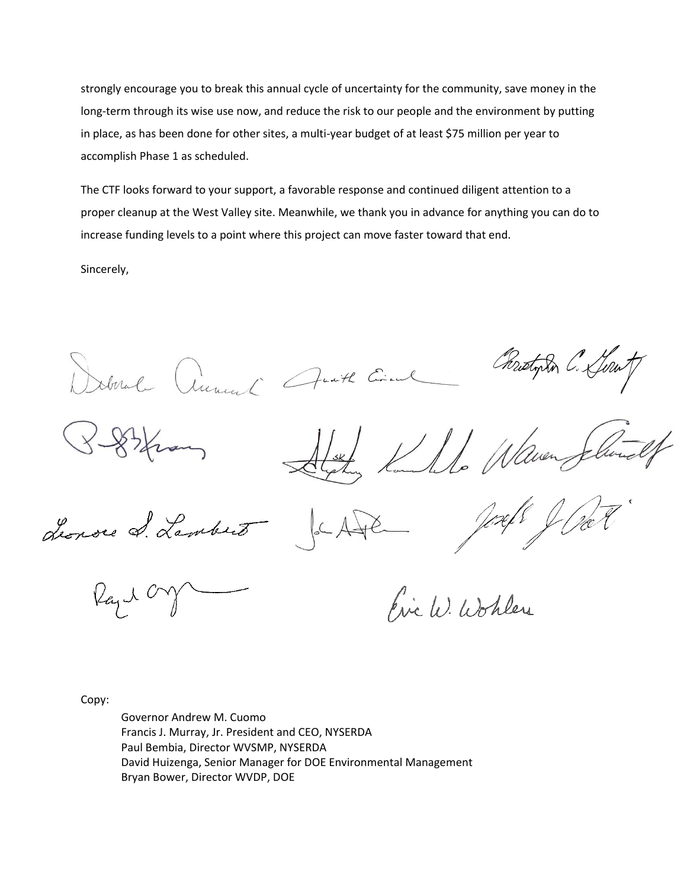strongly encourage you to break this annual cycle of uncertainty for the community, save money in the long-term through its wise use now, and reduce the risk to our people and the environment by putting in place, as has been done for other sites, a multi-year budget of at least $75 million per year to accomplish Phase 1 as scheduled.

The CTF looks forward to your support, a favorable response and continued diligent attention to a proper cleanup at the West Valley site. Meanwhile, we thank you in advance for anything you can do to increase funding levels to a point where this project can move faster toward that end.

Sincerely,

Copy:

Governor Andrew M. Cuomo
Francis J. Murray, Jr. President and CEO, NYSERDA
Paul Bembia, Director WVSMP, NYSERDA
David Huizenga, Senior Manager for DOE Environmental Management
Bryan Bower, Director WVDP, DOE